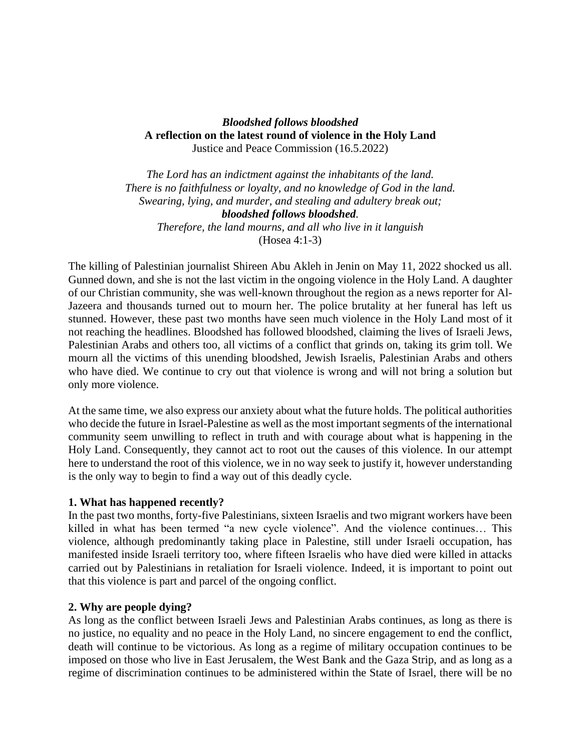***Bloodshed follows bloodshed***

**A reflection on the latest round of violence in the Holy Land**

Justice and Peace Commission (16.5.2022)

*The Lord has an indictment against the inhabitants of the land.*
*There is no faithfulness or loyalty, and no knowledge of God in the land.*
*Swearing, lying, and murder, and stealing and adultery break out;*
***bloodshed follows bloodshed****.*
*Therefore, the land mourns, and all who live in it languish*
(Hosea 4:1-3)

The killing of Palestinian journalist Shireen Abu Akleh in Jenin on May 11, 2022 shocked us all. Gunned down, and she is not the last victim in the ongoing violence in the Holy Land. A daughter of our Christian community, she was well-known throughout the region as a news reporter for Al-Jazeera and thousands turned out to mourn her. The police brutality at her funeral has left us stunned. However, these past two months have seen much violence in the Holy Land most of it not reaching the headlines. Bloodshed has followed bloodshed, claiming the lives of Israeli Jews, Palestinian Arabs and others too, all victims of a conflict that grinds on, taking its grim toll. We mourn all the victims of this unending bloodshed, Jewish Israelis, Palestinian Arabs and others who have died. We continue to cry out that violence is wrong and will not bring a solution but only more violence.

At the same time, we also express our anxiety about what the future holds. The political authorities who decide the future in Israel-Palestine as well as the most important segments of the international community seem unwilling to reflect in truth and with courage about what is happening in the Holy Land. Consequently, they cannot act to root out the causes of this violence. In our attempt here to understand the root of this violence, we in no way seek to justify it, however understanding is the only way to begin to find a way out of this deadly cycle.

**1. What has happened recently?**

In the past two months, forty-five Palestinians, sixteen Israelis and two migrant workers have been killed in what has been termed "a new cycle violence". And the violence continues… This violence, although predominantly taking place in Palestine, still under Israeli occupation, has manifested inside Israeli territory too, where fifteen Israelis who have died were killed in attacks carried out by Palestinians in retaliation for Israeli violence. Indeed, it is important to point out that this violence is part and parcel of the ongoing conflict.

**2. Why are people dying?**

As long as the conflict between Israeli Jews and Palestinian Arabs continues, as long as there is no justice, no equality and no peace in the Holy Land, no sincere engagement to end the conflict, death will continue to be victorious. As long as a regime of military occupation continues to be imposed on those who live in East Jerusalem, the West Bank and the Gaza Strip, and as long as a regime of discrimination continues to be administered within the State of Israel, there will be no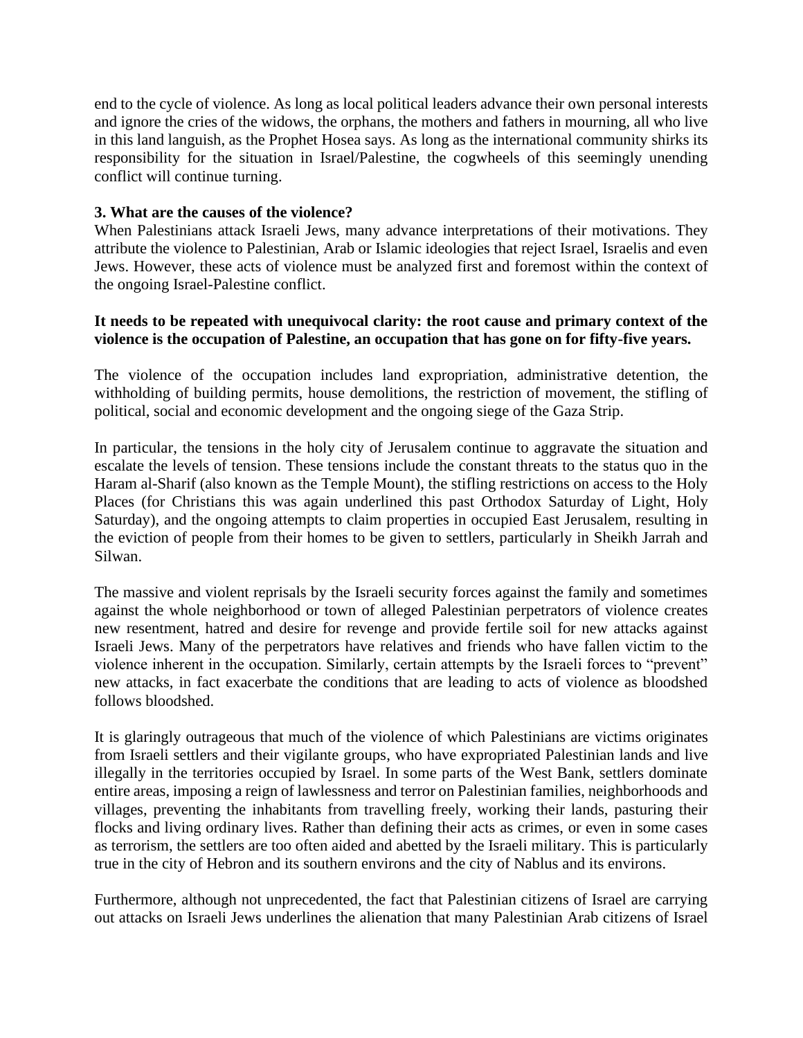end to the cycle of violence. As long as local political leaders advance their own personal interests and ignore the cries of the widows, the orphans, the mothers and fathers in mourning, all who live in this land languish, as the Prophet Hosea says. As long as the international community shirks its responsibility for the situation in Israel/Palestine, the cogwheels of this seemingly unending conflict will continue turning.

**3. What are the causes of the violence?**

When Palestinians attack Israeli Jews, many advance interpretations of their motivations. They attribute the violence to Palestinian, Arab or Islamic ideologies that reject Israel, Israelis and even Jews. However, these acts of violence must be analyzed first and foremost within the context of the ongoing Israel-Palestine conflict.

**It needs to be repeated with unequivocal clarity: the root cause and primary context of the violence is the occupation of Palestine, an occupation that has gone on for fifty-five years.**

The violence of the occupation includes land expropriation, administrative detention, the withholding of building permits, house demolitions, the restriction of movement, the stifling of political, social and economic development and the ongoing siege of the Gaza Strip.

In particular, the tensions in the holy city of Jerusalem continue to aggravate the situation and escalate the levels of tension. These tensions include the constant threats to the status quo in the Haram al-Sharif (also known as the Temple Mount), the stifling restrictions on access to the Holy Places (for Christians this was again underlined this past Orthodox Saturday of Light, Holy Saturday), and the ongoing attempts to claim properties in occupied East Jerusalem, resulting in the eviction of people from their homes to be given to settlers, particularly in Sheikh Jarrah and Silwan.

The massive and violent reprisals by the Israeli security forces against the family and sometimes against the whole neighborhood or town of alleged Palestinian perpetrators of violence creates new resentment, hatred and desire for revenge and provide fertile soil for new attacks against Israeli Jews. Many of the perpetrators have relatives and friends who have fallen victim to the violence inherent in the occupation. Similarly, certain attempts by the Israeli forces to "prevent" new attacks, in fact exacerbate the conditions that are leading to acts of violence as bloodshed follows bloodshed.

It is glaringly outrageous that much of the violence of which Palestinians are victims originates from Israeli settlers and their vigilante groups, who have expropriated Palestinian lands and live illegally in the territories occupied by Israel. In some parts of the West Bank, settlers dominate entire areas, imposing a reign of lawlessness and terror on Palestinian families, neighborhoods and villages, preventing the inhabitants from travelling freely, working their lands, pasturing their flocks and living ordinary lives. Rather than defining their acts as crimes, or even in some cases as terrorism, the settlers are too often aided and abetted by the Israeli military. This is particularly true in the city of Hebron and its southern environs and the city of Nablus and its environs.

Furthermore, although not unprecedented, the fact that Palestinian citizens of Israel are carrying out attacks on Israeli Jews underlines the alienation that many Palestinian Arab citizens of Israel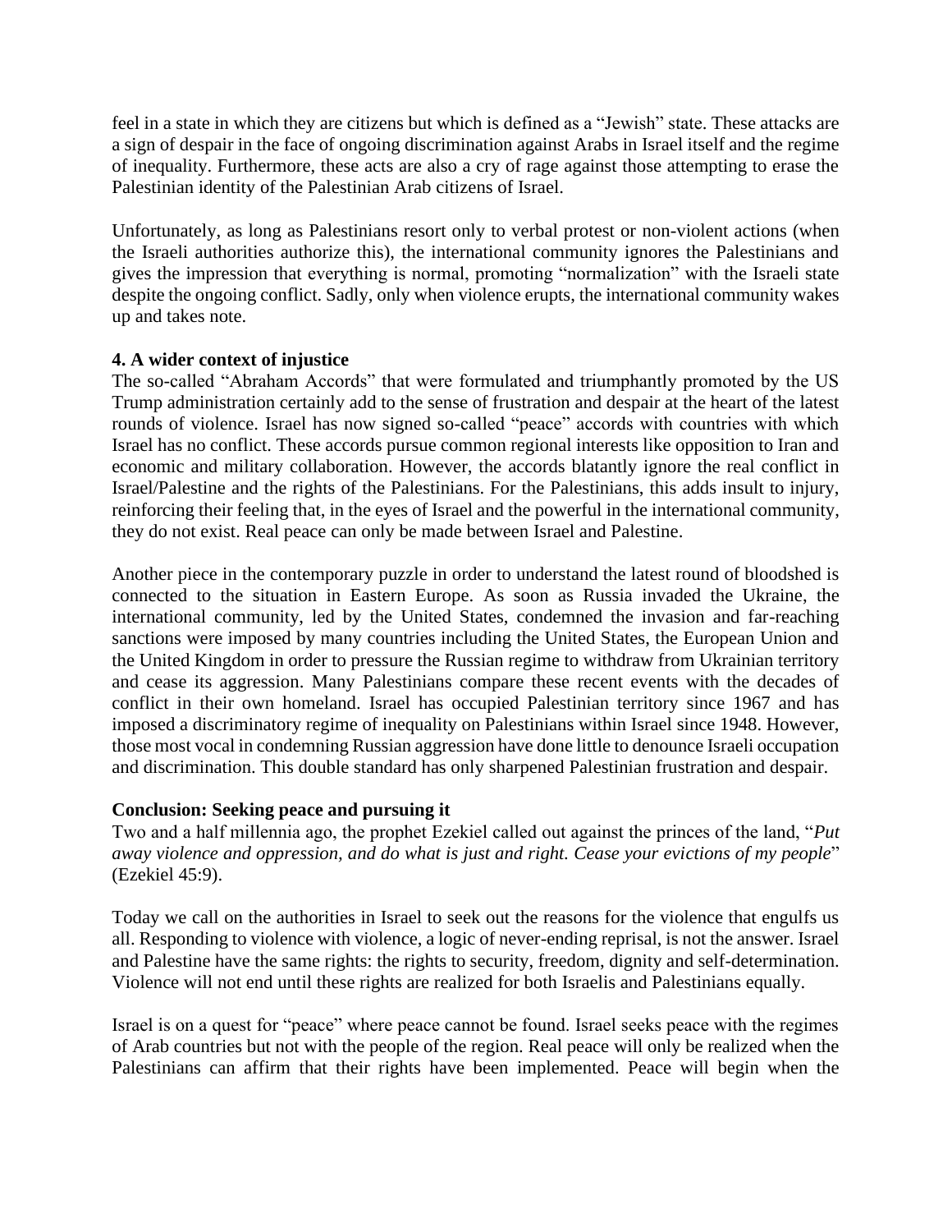feel in a state in which they are citizens but which is defined as a "Jewish" state. These attacks are a sign of despair in the face of ongoing discrimination against Arabs in Israel itself and the regime of inequality. Furthermore, these acts are also a cry of rage against those attempting to erase the Palestinian identity of the Palestinian Arab citizens of Israel.

Unfortunately, as long as Palestinians resort only to verbal protest or non-violent actions (when the Israeli authorities authorize this), the international community ignores the Palestinians and gives the impression that everything is normal, promoting "normalization" with the Israeli state despite the ongoing conflict. Sadly, only when violence erupts, the international community wakes up and takes note.

### 4. A wider context of injustice

The so-called "Abraham Accords" that were formulated and triumphantly promoted by the US Trump administration certainly add to the sense of frustration and despair at the heart of the latest rounds of violence. Israel has now signed so-called "peace" accords with countries with which Israel has no conflict. These accords pursue common regional interests like opposition to Iran and economic and military collaboration. However, the accords blatantly ignore the real conflict in Israel/Palestine and the rights of the Palestinians. For the Palestinians, this adds insult to injury, reinforcing their feeling that, in the eyes of Israel and the powerful in the international community, they do not exist. Real peace can only be made between Israel and Palestine.

Another piece in the contemporary puzzle in order to understand the latest round of bloodshed is connected to the situation in Eastern Europe. As soon as Russia invaded the Ukraine, the international community, led by the United States, condemned the invasion and far-reaching sanctions were imposed by many countries including the United States, the European Union and the United Kingdom in order to pressure the Russian regime to withdraw from Ukrainian territory and cease its aggression. Many Palestinians compare these recent events with the decades of conflict in their own homeland. Israel has occupied Palestinian territory since 1967 and has imposed a discriminatory regime of inequality on Palestinians within Israel since 1948. However, those most vocal in condemning Russian aggression have done little to denounce Israeli occupation and discrimination. This double standard has only sharpened Palestinian frustration and despair.

### Conclusion: Seeking peace and pursuing it

Two and a half millennia ago, the prophet Ezekiel called out against the princes of the land, "*Put away violence and oppression, and do what is just and right. Cease your evictions of my people*" (Ezekiel 45:9).

Today we call on the authorities in Israel to seek out the reasons for the violence that engulfs us all. Responding to violence with violence, a logic of never-ending reprisal, is not the answer. Israel and Palestine have the same rights: the rights to security, freedom, dignity and self-determination. Violence will not end until these rights are realized for both Israelis and Palestinians equally.

Israel is on a quest for "peace" where peace cannot be found. Israel seeks peace with the regimes of Arab countries but not with the people of the region. Real peace will only be realized when the Palestinians can affirm that their rights have been implemented. Peace will begin when the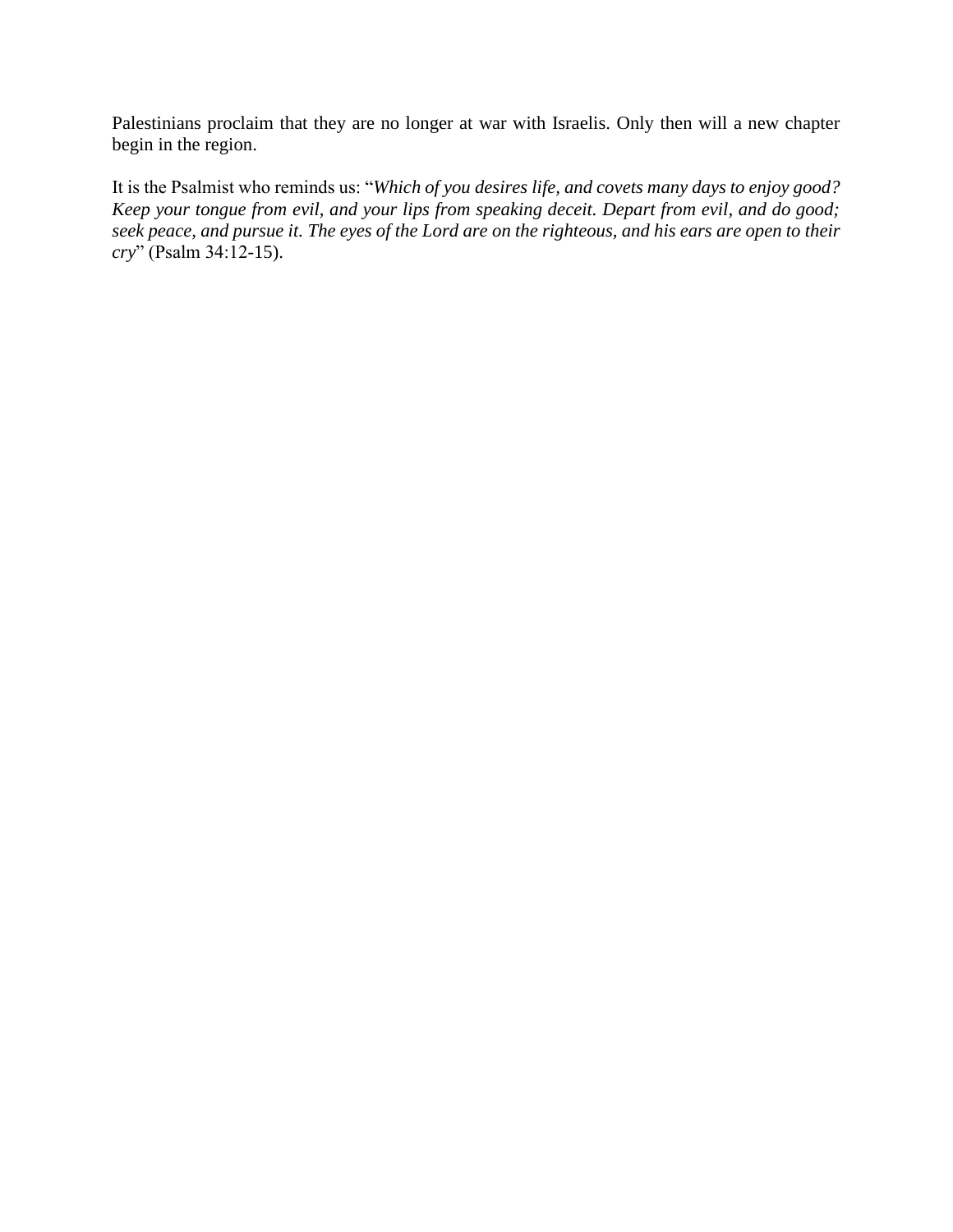Palestinians proclaim that they are no longer at war with Israelis. Only then will a new chapter begin in the region.

It is the Psalmist who reminds us: "*Which of you desires life, and covets many days to enjoy good? Keep your tongue from evil, and your lips from speaking deceit. Depart from evil, and do good; seek peace, and pursue it. The eyes of the Lord are on the righteous, and his ears are open to their cry*" (Psalm 34:12-15).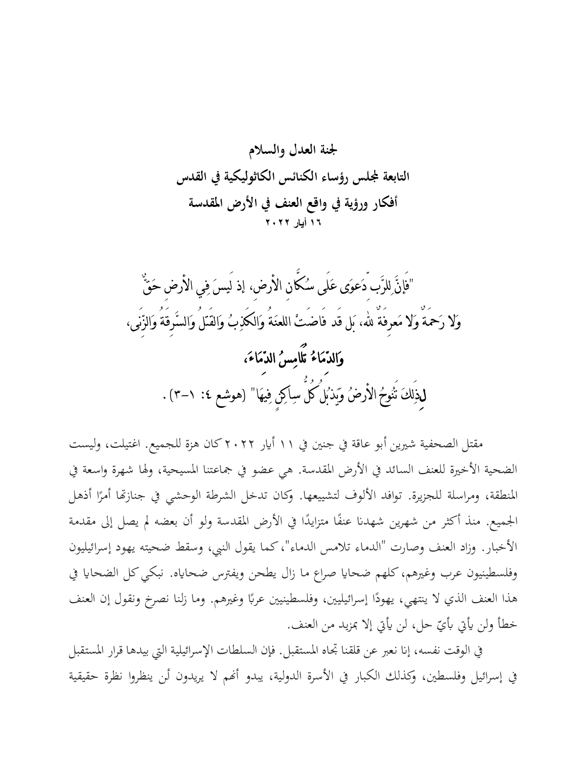**لجنة العدل والسلام**

**التابعة لمجلس رؤساء الكنائس الكاثوليكية في القدس**

**أفكار ورؤية في واقع العنف في الأرض المقدسة**

**١٦ أيار ٢٠٢٢**

"فَإِنَّ لِلرَّبِّ دَعوَى عَلَى سُكَّانِ الأَرض، إذ لَيسَ فِي الأَرضِ حَقٌّ
وَلا رَحمَةٌ وَلا مَعرِفَةٌ لله، بَل قَد فَاضَتْ اللعنَةُ وَالكَذِبُ وَالقَتلُ وَالسَّرِقَةُ وَالزِّنَى،
**وَالدِّمَاءُ تُلَامِسُ الدِّمَاءَ،**
لِذَلِكَ تَنُوحُ الأَرضُ وَيَذبُلُ كُلُّ سَاكِنٍ فِيهَا" (هوشع ٤: ١-٣).

مقتل الصحفية شيرين أبو عاقة في جنين في ١١ أيار ٢٠٢٢ كان هزة للجميع. اغتيلت، وليست الضحية الأخيرة للعنف السائد في الأرض المقدسة. هي عضو في جماعتنا المسيحية، ولها شهرة واسعة في المنطقة، ومراسلة للجزيرة. توافد الألوف لتشييعها. وكان تدخل الشرطة الوحشي في جنازتها أمرًا أذهل الجميع. منذ أكثر من شهرين شهدنا عنفًا متزايدًا في الأرض المقدسة ولو أن بعضه لم يصل إلى مقدمة الأخبار. وزاد العنف وصارت "الدماء تلامس الدماء"، كما يقول النبي، وسقط ضحيته يهود إسرائيليون وفلسطينيون عرب وغيرهم، كلهم ضحايا صراع ما زال يطحن ويفترس ضحاياه. نبكي كل الضحايا في هذا العنف الذي لا ينتهي، يهودًا إسرائيليين، وفلسطينيين عربًا وغيرهم. وما زلنا نصرخ ونقول إن العنف خطأ ولن يأتي بأيّ حل، لن يأتي إلا بمزيد من العنف.

في الوقت نفسه، إنا نعبر عن قلقنا تجاه المستقبل. فإن السلطات الإسرائيلية التي بيدها قرار المستقبل في إسرائيل وفلسطين، وكذلك الكبار في الأسرة الدولية، يبدو أنهم لا يريدون أن ينظروا نظرة حقيقية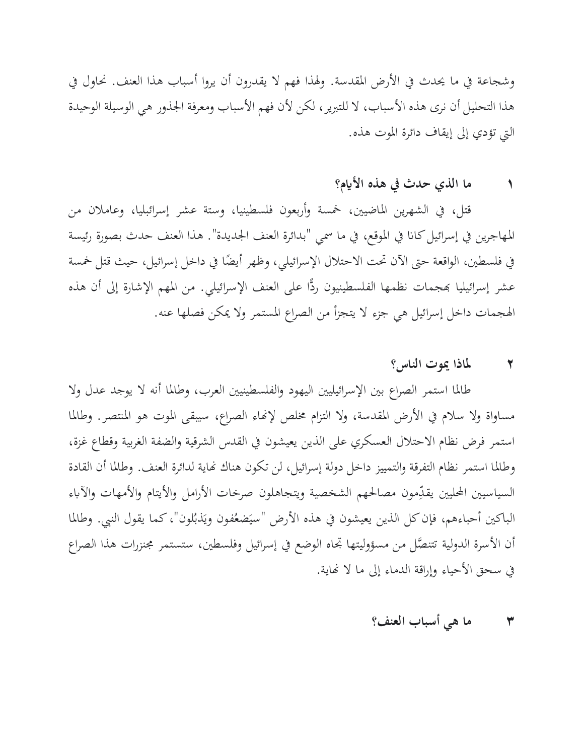وشجاعة في ما يحدث في الأرض المقدسة. ولهذا فهم لا يقدرون أن يروا أسباب هذا العنف. نحاول في هذا التحليل أن نرى هذه الأسباب، لا للتبرير، لكن لأن فهم الأسباب ومعرفة الجذور هي الوسيلة الوحيدة التي تؤدي إلى إيقاف دائرة الموت هذه.

## ١ ما الذي حدث في هذه الأيام؟

قتل، في الشهرين الماضيين، خمسة وأربعون فلسطينيا، وستة عشر إسرائيليا، وعاملان من المهاجرين في إسرائيل كانا في الموقع، في ما سمي "بدائرة العنف الجديدة". هذا العنف حدث بصورة رئيسة في فلسطين، الواقعة حتى الآن تحت الاحتلال الإسرائيلي، وظهر أيضًا في داخل إسرائيل، حيث قتل خمسة عشر إسرائيليا بهجمات نظمها الفلسطينيون ردًّا على العنف الإسرائيلي. من المهم الإشارة إلى أن هذه الهجمات داخل إسرائيل هي جزء لا يتجزأ من الصراع المستمر ولا يمكن فصلها عنه.

## ٢ لماذا يموت الناس؟

طالما استمر الصراع بين الإسرائيليين اليهود والفلسطينيين العرب، وطالما أنه لا يوجد عدل ولا مساواة ولا سلام في الأرض المقدسة، ولا التزام مخلص لإنهاء الصراع، سيبقى الموت هو المنتصر. وطالما استمر فرض نظام الاحتلال العسكري على الذين يعيشون في القدس الشرقية والضفة الغربية وقطاع غزة، وطالما استمر نظام التفرقة والتمييز داخل دولة إسرائيل، لن تكون هناك نهاية لدائرة العنف. وطالما أن القادة السياسيين المحليين يقدِّمون مصالحهم الشخصية ويتجاهلون صرخات الأرامل والأيتام والأمهات والآباء الباكين أحباءهم، فإن كل الذين يعيشون في هذه الأرض "سيَضعُفون ويَذبُلون"، كما يقول النبي. وطالما أن الأسرة الدولية تتنصَّل من مسؤوليتها تجاه الوضع في إسرائيل وفلسطين، ستستمر مجنزرات هذا الصراع في سحق الأحياء وإراقة الدماء إلى ما لا نهاية.

## ٣ ما هي أسباب العنف؟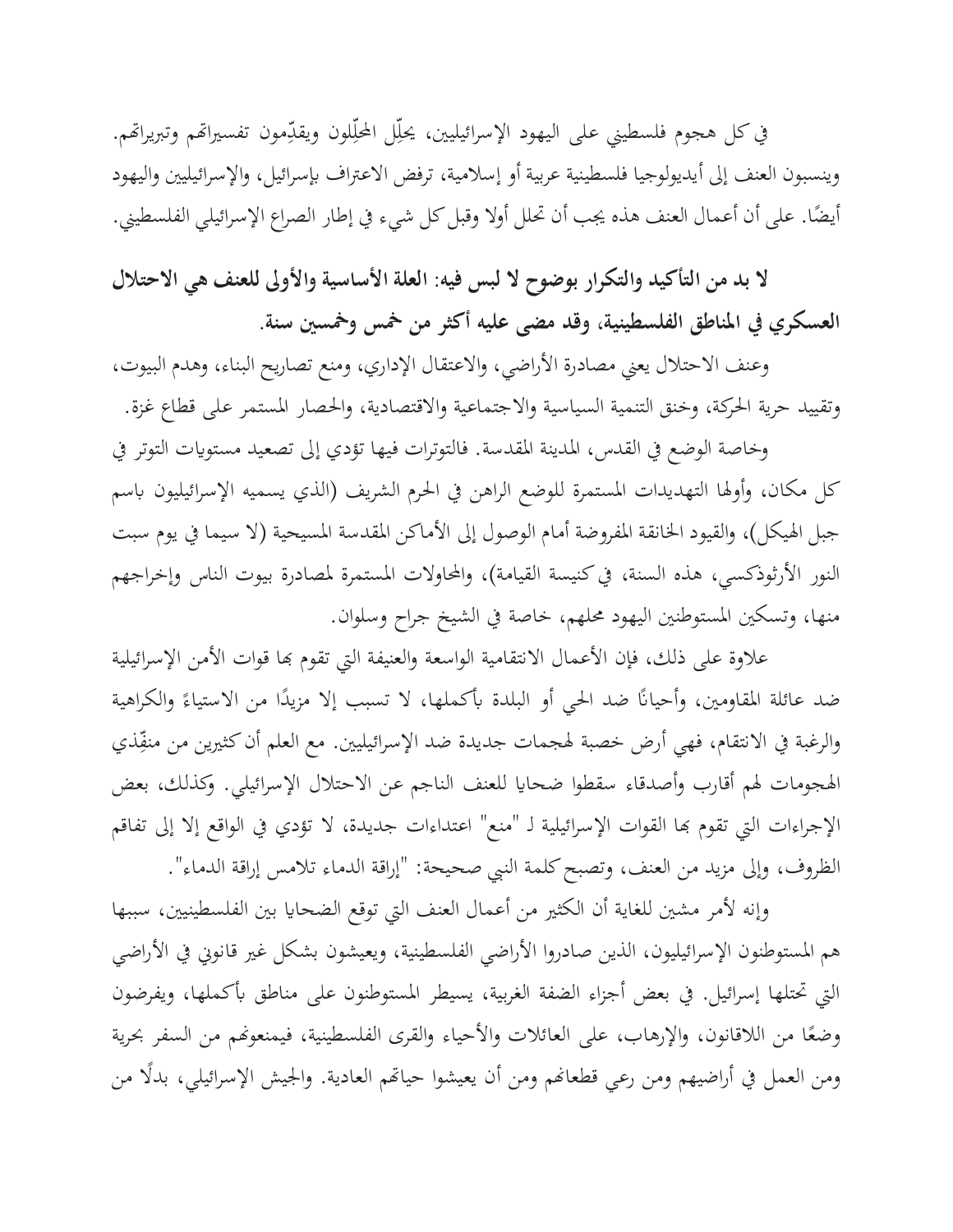في كل هجوم فلسطيني على اليهود الإسرائيليين، يحلِّل المحلِّلون ويقدِّمون تفسيراتهم وتبريراتهم. وينسبون العنف إلى أيديولوجيا فلسطينية عربية أو إسلامية، ترفض الاعتراف بإسرائيل، والإسرائيليين واليهود أيضًا. على أن أعمال العنف هذه يجب أن تحلل أولا وقبل كل شيء في إطار الصراع الإسرائيلي الفلسطيني.

**لا بد من التأكيد والتكرار بوضوح لا لبس فيه: العلة الأساسية والأولى للعنف هي الاحتلال العسكري في المناطق الفلسطينية، وقد مضى عليه أكثر من خمس وخمسين سنة.**

وعنف الاحتلال يعني مصادرة الأراضي، والاعتقال الإداري، ومنع تصاريح البناء، وهدم البيوت، وتقييد حرية الحركة، وخنق التنمية السياسية والاجتماعية والاقتصادية، والحصار المستمر على قطاع غزة.

وخاصة الوضع في القدس، المدينة المقدسة. فالتوترات فيها تؤدي إلى تصعيد مستويات التوتر في كل مكان، وأولها التهديدات المستمرة للوضع الراهن في الحرم الشريف (الذي يسميه الإسرائيليون باسم جبل الهيكل)، والقيود الخانقة المفروضة أمام الوصول إلى الأماكن المقدسة المسيحية (لا سيما في يوم سبت النور الأرثوذكسي، هذه السنة، في كنيسة القيامة)، والمحاولات المستمرة لمصادرة بيوت الناس وإخراجهم منها، وتسكين المستوطنين اليهود محلهم، خاصة في الشيخ جراح وسلوان.

علاوة على ذلك، فإن الأعمال الانتقامية الواسعة والعنيفة التي تقوم بها قوات الأمن الإسرائيلية ضد عائلة المقاومين، وأحيانًا ضد الحي أو البلدة بأكملها، لا تسبب إلا مزيدًا من الاستياءً والكراهية والرغبة في الانتقام، فهي أرض خصبة لهجمات جديدة ضد الإسرائيليين. مع العلم أن كثيرين من منفِّذي الهجومات لهم أقارب وأصدقاء سقطوا ضحايا للعنف الناجم عن الاحتلال الإسرائيلي. وكذلك، بعض الإجراءات التي تقوم بها القوات الإسرائيلية لـ "منع" اعتداءات جديدة، لا تؤدي في الواقع إلا إلى تفاقم الظروف، وإلى مزيد من العنف، وتصبح كلمة النبي صحيحة: "إراقة الدماء تلامس إراقة الدماء".

وإنه لأمر مشين للغاية أن الكثير من أعمال العنف التي توقع الضحايا بين الفلسطينيين، سببها هم المستوطنون الإسرائيليون، الذين صادروا الأراضي الفلسطينية، ويعيشون بشكل غير قانوني في الأراضي التي تحتلها إسرائيل. في بعض أجزاء الضفة الغربية، يسيطر المستوطنون على مناطق بأكملها، ويفرضون وضعًا من اللاقانون، والإرهاب، على العائلات والأحياء والقرى الفلسطينية، فيمنعونهم من السفر بحرية ومن العمل في أراضيهم ومن رعي قطعانهم ومن أن يعيشوا حياتهم العادية. والجيش الإسرائيلي، بدلًا من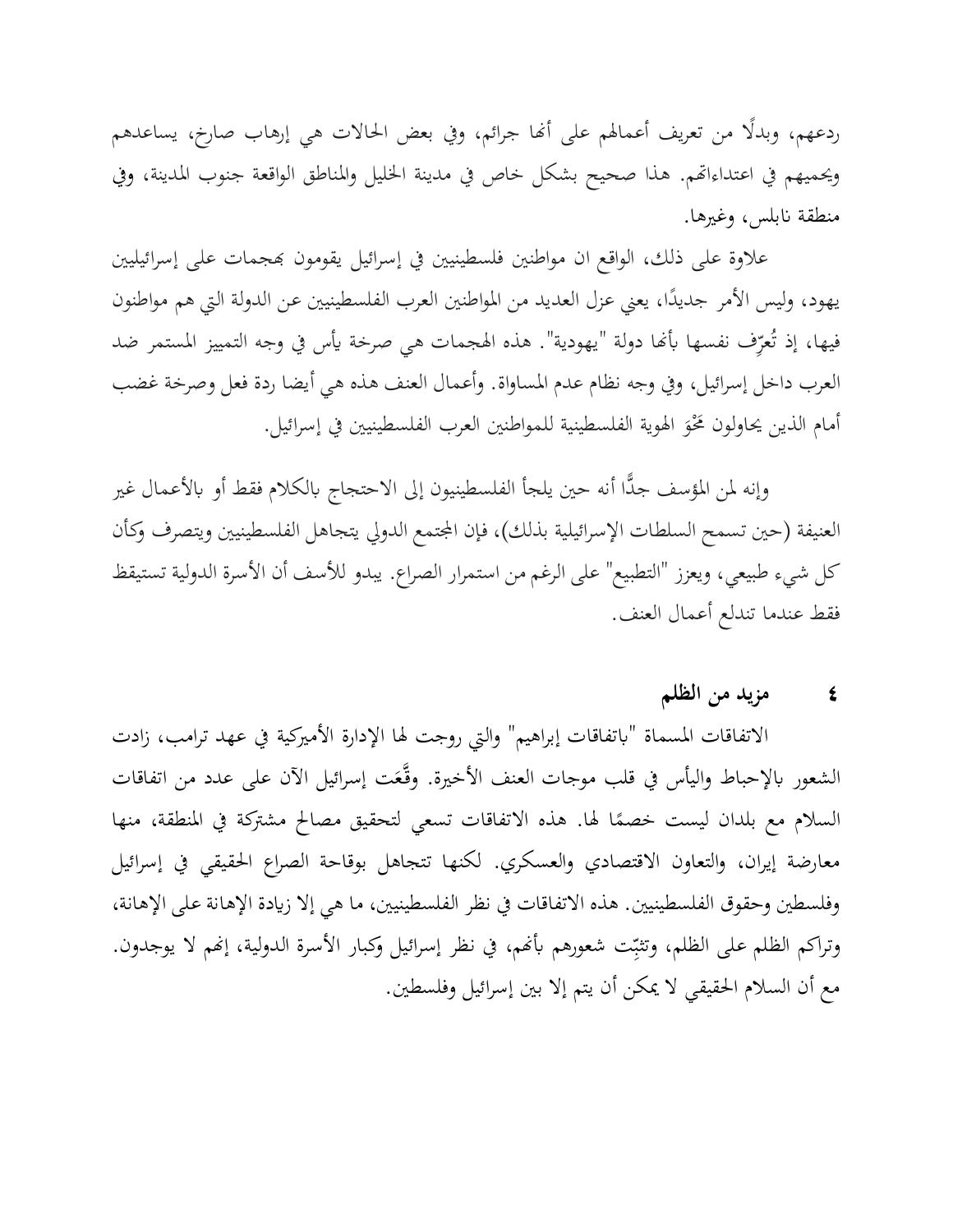ردعهم، وبدلًا من تعريف أعمالهم على أنها جرائم، وفي بعض الحالات هي إرهاب صارخ، يساعدهم ويحميهم في اعتداءاتهم. هذا صحيح بشكل خاص في مدينة الخليل والمناطق الواقعة جنوب المدينة، وفي منطقة نابلس، وغيرها.

علاوة على ذلك، الواقع ان مواطنين فلسطينيين في إسرائيل يقومون بهجمات على إسرائيليين يهود، وليس الأمر جديدًا، يعني عزل العديد من المواطنين العرب الفلسطينيين عن الدولة التي هم مواطنون فيها، إذ تُعرِّف نفسها بأنها دولة "يهودية". هذه الهجمات هي صرخة يأس في وجه التمييز المستمر ضد العرب داخل إسرائيل، وفي وجه نظام عدم المساواة. وأعمال العنف هذه هي أيضا ردة فعل وصرخة غضب أمام الذين يحاولون مَحْوَ الهوية الفلسطينية للمواطنين العرب الفلسطينيين في إسرائيل.

وإنه لمن المؤسف جدًّا أنه حين يلجأ الفلسطينيون إلى الاحتجاج بالكلام فقط أو بالأعمال غير العنيفة (حين تسمح السلطات الإسرائيلية بذلك)، فإن المجتمع الدولي يتجاهل الفلسطينيين ويتصرف وكأن كل شيء طبيعي، ويعزز "التطبيع" على الرغم من استمرار الصراع. يبدو للأسف أن الأسرة الدولية تستيقظ فقط عندما تندلع أعمال العنف.

## ٤ مزيد من الظلم

الاتفاقات المسماة "باتفاقات إبراهيم" والتي روجت لها الإدارة الأميركية في عهد ترامب، زادت الشعور بالإحباط واليأس في قلب موجات العنف الأخيرة. وقَّعَت إسرائيل الآن على عدد من اتفاقات السلام مع بلدان ليست خصمًا لها. هذه الاتفاقات تسعى لتحقيق مصالح مشتركة في المنطقة، منها معارضة إيران، والتعاون الاقتصادي والعسكري. لكنها تتجاهل بوقاحة الصراع الحقيقي في إسرائيل وفلسطين وحقوق الفلسطينيين. هذه الاتفاقات في نظر الفلسطينيين، ما هي إلا زيادة الإهانة على الإهانة، وتراكم الظلم على الظلم، وتثبِّت شعورهم بأنهم، في نظر إسرائيل وكبار الأسرة الدولية، إنهم لا يوجدون. مع أن السلام الحقيقي لا يمكن أن يتم إلا بين إسرائيل وفلسطين.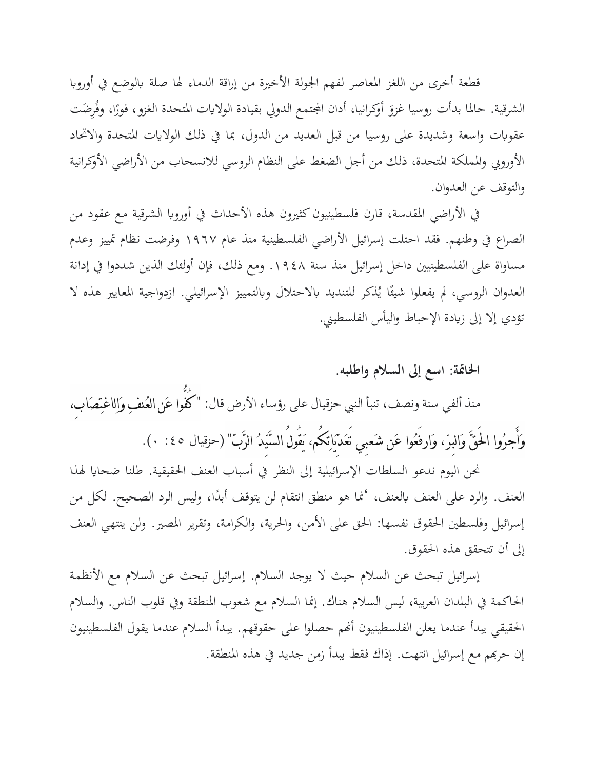قطعة أخرى من اللغز المعاصر لفهم الجولة الأخيرة من إراقة الدماء لها صلة بالوضع في أوروبا الشرقية. حالما بدأت روسيا غزوَ أوكرانيا، أدان المجتمع الدولي بقيادة الولايات المتحدة الغزو، فورًا، وفُرِضَت عقوبات واسعة وشديدة على روسيا من قبل العديد من الدول، بما في ذلك الولايات المتحدة والاتحاد الأوروبي والمملكة المتحدة، ذلك من أجل الضغط على النظام الروسي للانسحاب من الأراضي الأوكرانية والتوقف عن العدوان.

في الأراضي المقدسة، قارن فلسطينيون كثيرون هذه الأحداث في أوروبا الشرقية مع عقود من الصراع في وطنهم. فقد احتلت إسرائيل الأراضي الفلسطينية منذ عام ١٩٦٧ وفرضت نظام تمييز وعدم مساواة على الفلسطينيين داخل إسرائيل منذ سنة ١٩٤٨. ومع ذلك، فإن أولئك الذين شددوا في إدانة العدوان الروسي، لم يفعلوا شيئًا يُذكر للتنديد بالاحتلال وبالتمييز الإسرائيلي. ازدواجية المعايير هذه لا تؤدي إلا إلى زيادة الإحباط واليأس الفلسطيني.

**الخاتمة: اسع إلى السلام واطلبه.**

منذ ألفي سنة ونصف، تنبأ النبي حزقيال على رؤساء الأرض قال: "**كُفُّوا عَنِ العُنفِ وَالاغتِصَابِ، وَأَجرُوا الحَقَّ وَالبِرّ، وَارفَعُوا عَن شَعبِي تَعَدِّيَاتِكُم، يَقُولُ السَّيِّدُ الرَّبّ**" (حزقيال ٤٥: ٠).

نحن اليوم ندعو السلطات الإسرائيلية إلى النظر في أسباب العنف الحقيقية. طلنا ضحايا لهذا العنف. والرد على العنف بالعنف، إنما هو منطق انتقام لن يتوقف أبدًا، وليس الرد الصحيح. لكل من إسرائيل وفلسطين الحقوق نفسها: الحق على الأمن، والحرية، والكرامة، وتقرير المصير. ولن ينتهي العنف إلى أن تتحقق هذه الحقوق.

إسرائيل تبحث عن السلام حيث لا يوجد السلام. إسرائيل تبحث عن السلام مع الأنظمة الحاكمة في البلدان العربية، ليس السلام هناك. إنما السلام مع شعوب المنطقة وفي قلوب الناس. والسلام الحقيقي يبدأ عندما يعلن الفلسطينيون أنهم حصلوا على حقوقهم. يبدأ السلام عندما يقول الفلسطينيون إن حربهم مع إسرائيل انتهت. إذاك فقط يبدأ زمن جديد في هذه المنطقة.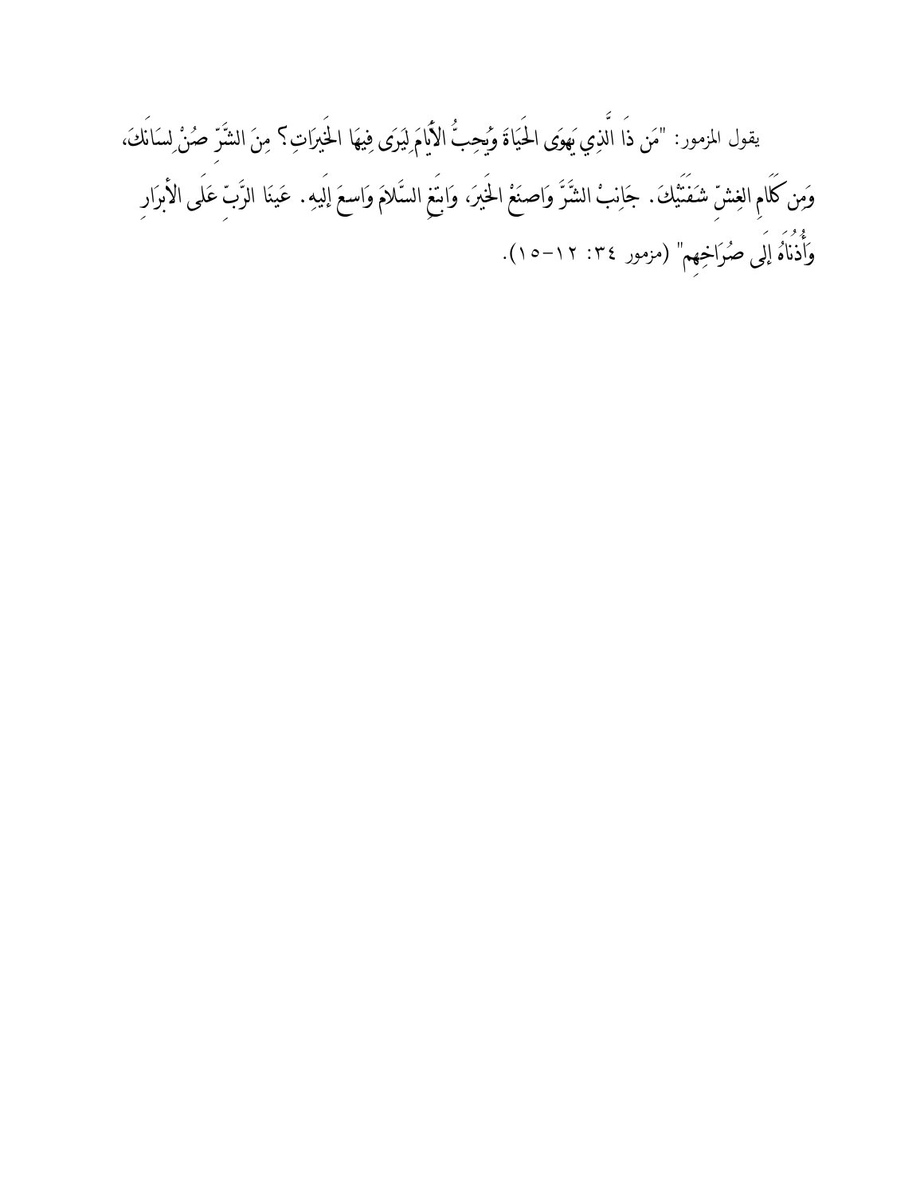يقول المزمور: "مَن ذَا الَّذِي يَهوَى الحَيَاةَ وُيحِبُّ الأَيَّامَ لِيَرَى فِيهَا الخَيرَاتِ؟ مِنَ الشَّرّ صُنْ لِسَانَكَ، وَمِن كَلَامِ الغِشّ شَفَتَيْكَ. جَانِبْ الشَّرَّ وَاصنَعْ الخَيرَ، وَابتَغِ السَّلَامَ وَاسعَ إِلَيهِ. عَينَا الرَّبّ عَلَى الأَبرَارِ وَأُذُنَاهُ إِلَى صُرَاخِهِم" (مزمور ٣٤: ١٢-١٥).